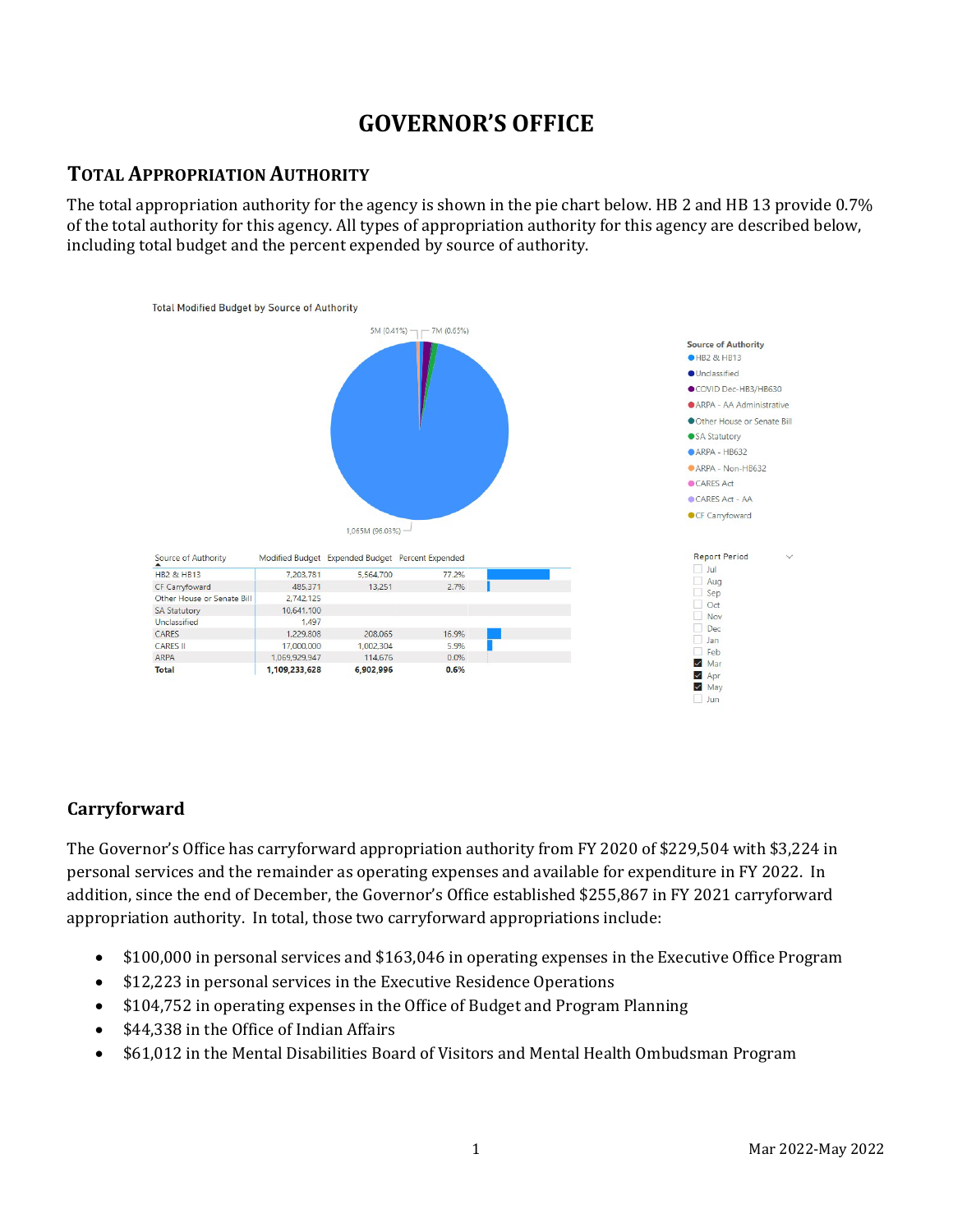# GOVERNOR'S OFFICE

## TOTAL APPROPRIATION AUTHORITY

The total appropriation authority for the agency is shown in the pie chart below. HB 2 and HB 13 provide 0.7% of the total authority for this agency. All types of appropriation authority for this agency are described below, including total budget and the percent expended by source of authority.

Total Modified Budget by Source of Authority

5M (0.41%)

7M (0.65%)

1,065M (96.03%)

Source of Authority

- HB2 & HB13
- Unclassified
- COVID Dec-HB3/HB630
- ARPA - AA Administrative
- Other House or Senate Bill
- SA Statutory
- ARPA - HB632
- ARPA - Non-HB632
- CARES Act
- CARES Act - AA
- CF Carryfoward

| Source of Authority | Modified Budget | Expended Budget | Percent Expended |
|---|---|---|---|
| HB2 & HB13 | 7,203,781 | 5,564,700 | 77.2% |
| CF Carryfoward | 485,371 | 13,251 | 2.7% |
| Other House or Senate Bill | 2,742,125 | | |
| SA Statutory | 10,641,100 | | |
| Unclassified | 1,497 | | |
| CARES | 1,229,808 | 208,065 | 16.9% |
| CARES II | 17,000,000 | 1,002,304 | 5.9% |
| ARPA | 1,069,929,947 | 114,676 | 0.0% |
| **Total** | **1,109,233,628** | **6,902,996** | **0.6%** |

Report Period

- [ ] Jul
- [ ] Aug
- [ ] Sep
- [ ] Oct
- [ ] Nov
- [ ] Dec
- [ ] Jan
- [ ] Feb
- [x] Mar
- [x] Apr
- [x] May
- [ ] Jun

### Carryforward

The Governor's Office has carryforward appropriation authority from FY 2020 of $229,504 with $3,224 in personal services and the remainder as operating expenses and available for expenditure in FY 2022. In addition, since the end of December, the Governor's Office established $255,867 in FY 2021 carryforward appropriation authority. In total, those two carryforward appropriations include:

- $100,000 in personal services and $163,046 in operating expenses in the Executive Office Program
- $12,223 in personal services in the Executive Residence Operations
- $104,752 in operating expenses in the Office of Budget and Program Planning
- $44,338 in the Office of Indian Affairs
- $61,012 in the Mental Disabilities Board of Visitors and Mental Health Ombudsman Program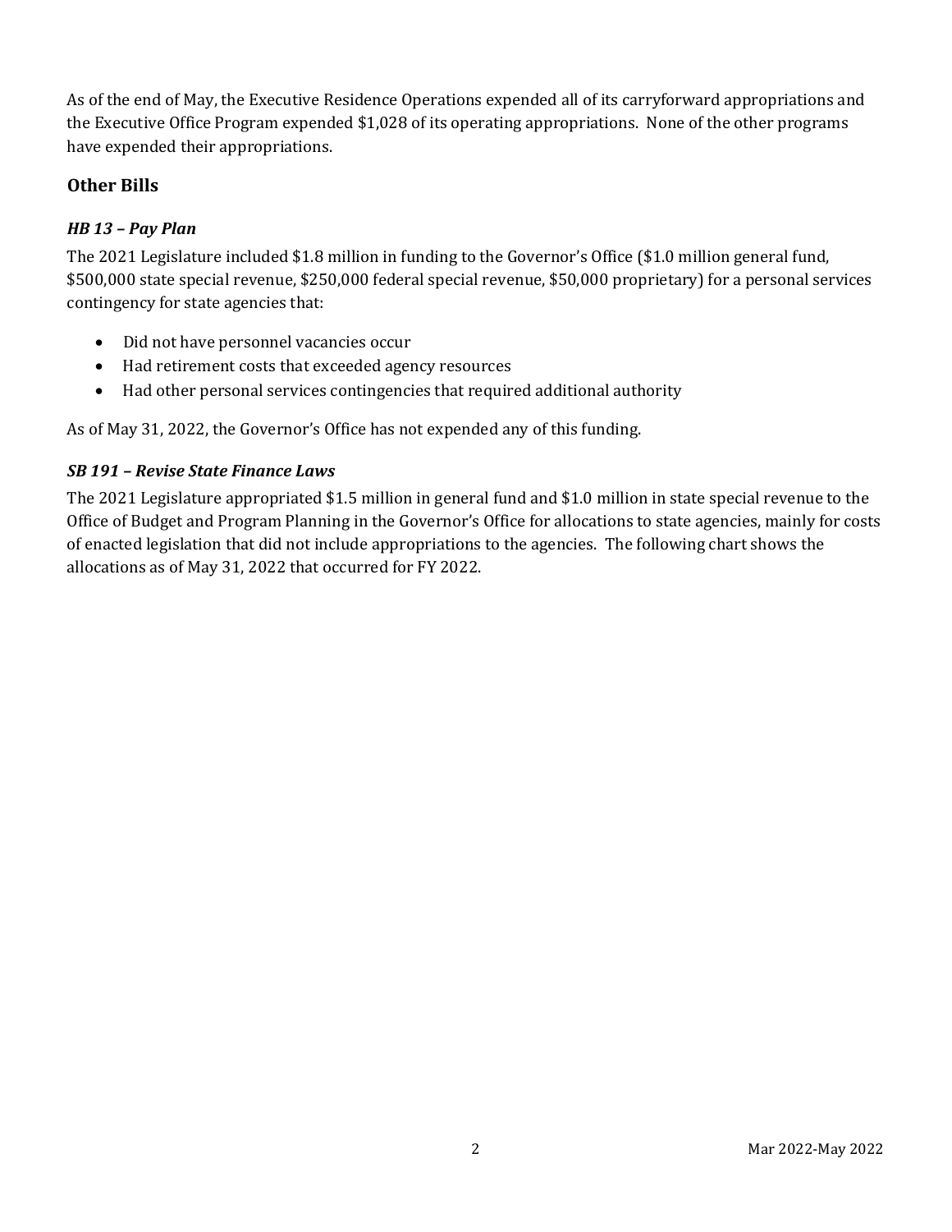As of the end of May, the Executive Residence Operations expended all of its carryforward appropriations and the Executive Office Program expended $1,028 of its operating appropriations. None of the other programs have expended their appropriations.

## Other Bills

### *HB 13 – Pay Plan*

The 2021 Legislature included $1.8 million in funding to the Governor's Office ($1.0 million general fund, $500,000 state special revenue, $250,000 federal special revenue, $50,000 proprietary) for a personal services contingency for state agencies that:

- Did not have personnel vacancies occur
- Had retirement costs that exceeded agency resources
- Had other personal services contingencies that required additional authority

As of May 31, 2022, the Governor's Office has not expended any of this funding.

### *SB 191 – Revise State Finance Laws*

The 2021 Legislature appropriated $1.5 million in general fund and $1.0 million in state special revenue to the Office of Budget and Program Planning in the Governor's Office for allocations to state agencies, mainly for costs of enacted legislation that did not include appropriations to the agencies. The following chart shows the allocations as of May 31, 2022 that occurred for FY 2022.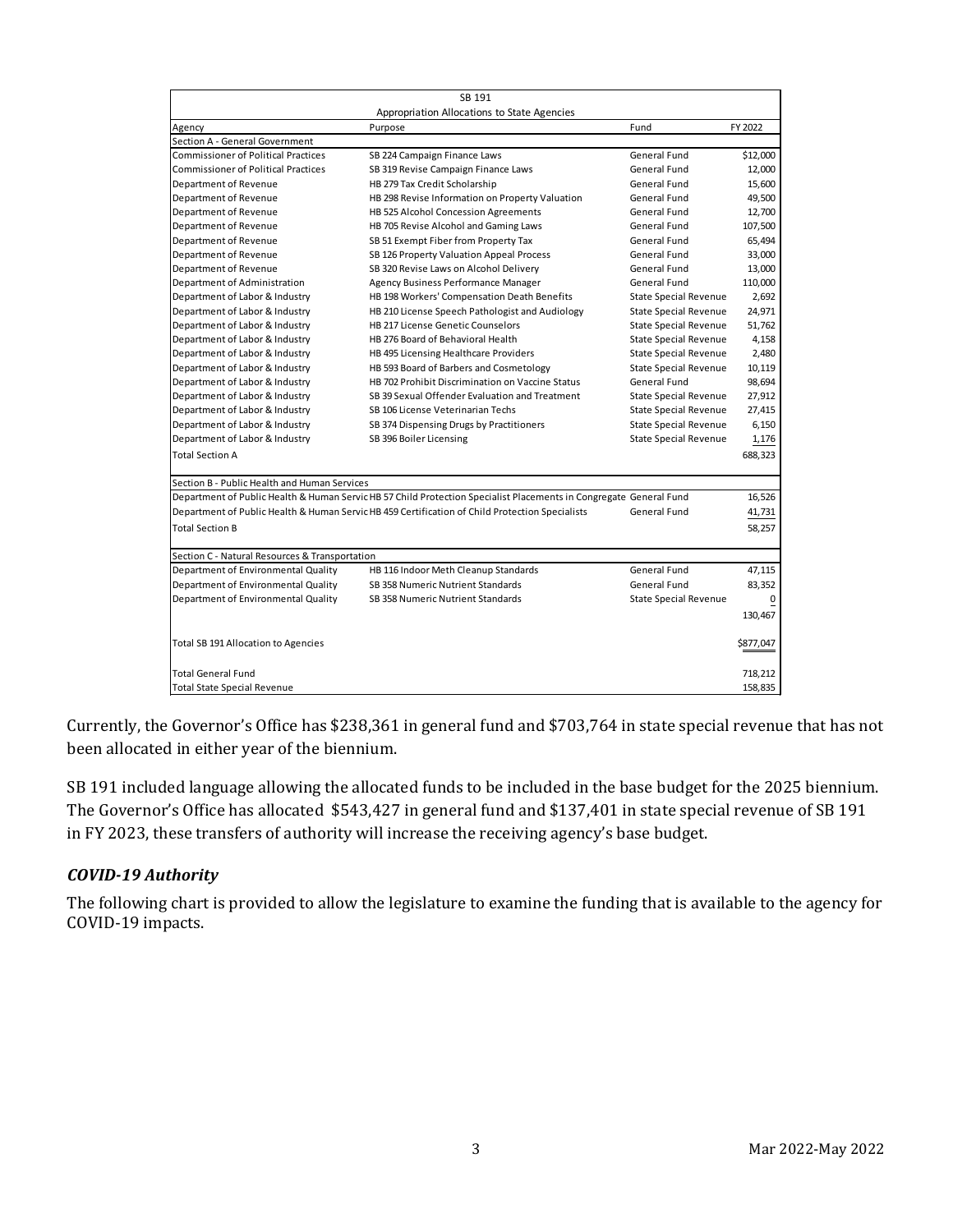| SB 191 | | | |
|---|---|---|---|
| Appropriation Allocations to State Agencies | | | |
| Agency | Purpose | Fund | FY 2022 |
| Section A - General Government | | | |
| Commissioner of Political Practices | SB 224 Campaign Finance Laws | General Fund | $12,000 |
| Commissioner of Political Practices | SB 319 Revise Campaign Finance Laws | General Fund | 12,000 |
| Department of Revenue | HB 279 Tax Credit Scholarship | General Fund | 15,600 |
| Department of Revenue | HB 298 Revise Information on Property Valuation | General Fund | 49,500 |
| Department of Revenue | HB 525 Alcohol Concession Agreements | General Fund | 12,700 |
| Department of Revenue | HB 705 Revise Alcohol and Gaming Laws | General Fund | 107,500 |
| Department of Revenue | SB 51 Exempt Fiber from Property Tax | General Fund | 65,494 |
| Department of Revenue | SB 126 Property Valuation Appeal Process | General Fund | 33,000 |
| Department of Revenue | SB 320 Revise Laws on Alcohol Delivery | General Fund | 13,000 |
| Department of Administration | Agency Business Performance Manager | General Fund | 110,000 |
| Department of Labor & Industry | HB 198 Workers' Compensation Death Benefits | State Special Revenue | 2,692 |
| Department of Labor & Industry | HB 210 License Speech Pathologist and Audiology | State Special Revenue | 24,971 |
| Department of Labor & Industry | HB 217 License Genetic Counselors | State Special Revenue | 51,762 |
| Department of Labor & Industry | HB 276 Board of Behavioral Health | State Special Revenue | 4,158 |
| Department of Labor & Industry | HB 495 Licensing Healthcare Providers | State Special Revenue | 2,480 |
| Department of Labor & Industry | HB 593 Board of Barbers and Cosmetology | State Special Revenue | 10,119 |
| Department of Labor & Industry | HB 702 Prohibit Discrimination on Vaccine Status | General Fund | 98,694 |
| Department of Labor & Industry | SB 39 Sexual Offender Evaluation and Treatment | State Special Revenue | 27,912 |
| Department of Labor & Industry | SB 106 License Veterinarian Techs | State Special Revenue | 27,415 |
| Department of Labor & Industry | SB 374 Dispensing Drugs by Practitioners | State Special Revenue | 6,150 |
| Department of Labor & Industry | SB 396 Boiler Licensing | State Special Revenue | 1,176 |
| Total Section A | | | 688,323 |
| Section B - Public Health and Human Services | | | |
| Department of Public Health & Human Services | HB 57 Child Protection Specialist Placements in Congregate Care | General Fund | 16,526 |
| Department of Public Health & Human Services | HB 459 Certification of Child Protection Specialists | General Fund | 41,731 |
| Total Section B | | | 58,257 |
| Section C - Natural Resources & Transportation | | | |
| Department of Environmental Quality | HB 116 Indoor Meth Cleanup Standards | General Fund | 47,115 |
| Department of Environmental Quality | SB 358 Numeric Nutrient Standards | General Fund | 83,352 |
| Department of Environmental Quality | SB 358 Numeric Nutrient Standards | State Special Revenue | 0 |
| | | | 130,467 |
| Total SB 191 Allocation to Agencies | | | $877,047 |
| Total General Fund | | | 718,212 |
| Total State Special Revenue | | | 158,835 |

Currently, the Governor's Office has $238,361 in general fund and $703,764 in state special revenue that has not been allocated in either year of the biennium.

SB 191 included language allowing the allocated funds to be included in the base budget for the 2025 biennium. The Governor's Office has allocated $543,427 in general fund and $137,401 in state special revenue of SB 191 in FY 2023, these transfers of authority will increase the receiving agency's base budget.

### *COVID-19 Authority*

The following chart is provided to allow the legislature to examine the funding that is available to the agency for COVID-19 impacts.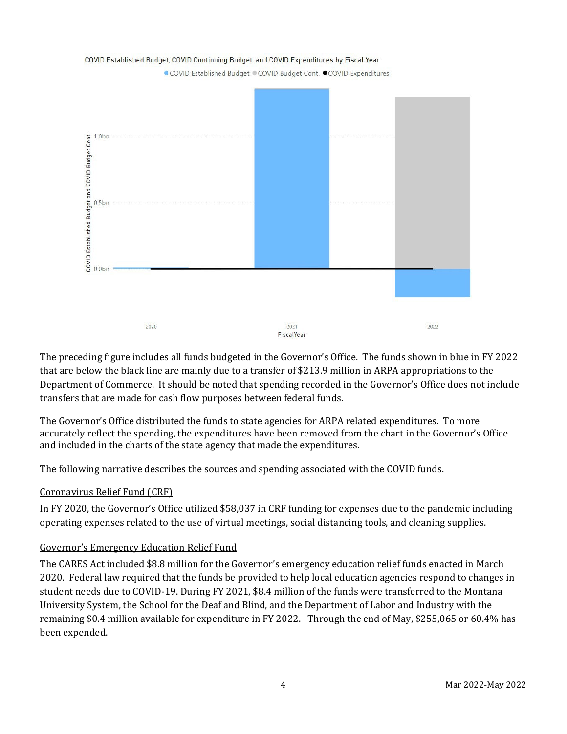COVID Established Budget, COVID Continuing Budget, and COVID Expenditures by Fiscal Year

COVID Established Budget  COVID Budget Cont.  COVID Expenditures

COVID Established Budget and COVID Budget Cont.

1.0bn

0.5bn

0.0bn

2020

2021

2022

FiscalYear

The preceding figure includes all funds budgeted in the Governor's Office. The funds shown in blue in FY 2022 that are below the black line are mainly due to a transfer of $213.9 million in ARPA appropriations to the Department of Commerce. It should be noted that spending recorded in the Governor's Office does not include transfers that are made for cash flow purposes between federal funds.

The Governor's Office distributed the funds to state agencies for ARPA related expenditures. To more accurately reflect the spending, the expenditures have been removed from the chart in the Governor's Office and included in the charts of the state agency that made the expenditures.

The following narrative describes the sources and spending associated with the COVID funds.

## Coronavirus Relief Fund (CRF)

In FY 2020, the Governor's Office utilized $58,037 in CRF funding for expenses due to the pandemic including operating expenses related to the use of virtual meetings, social distancing tools, and cleaning supplies.

## Governor's Emergency Education Relief Fund

The CARES Act included $8.8 million for the Governor's emergency education relief funds enacted in March 2020. Federal law required that the funds be provided to help local education agencies respond to changes in student needs due to COVID-19. During FY 2021, $8.4 million of the funds were transferred to the Montana University System, the School for the Deaf and Blind, and the Department of Labor and Industry with the remaining $0.4 million available for expenditure in FY 2022. Through the end of May, $255,065 or 60.4% has been expended.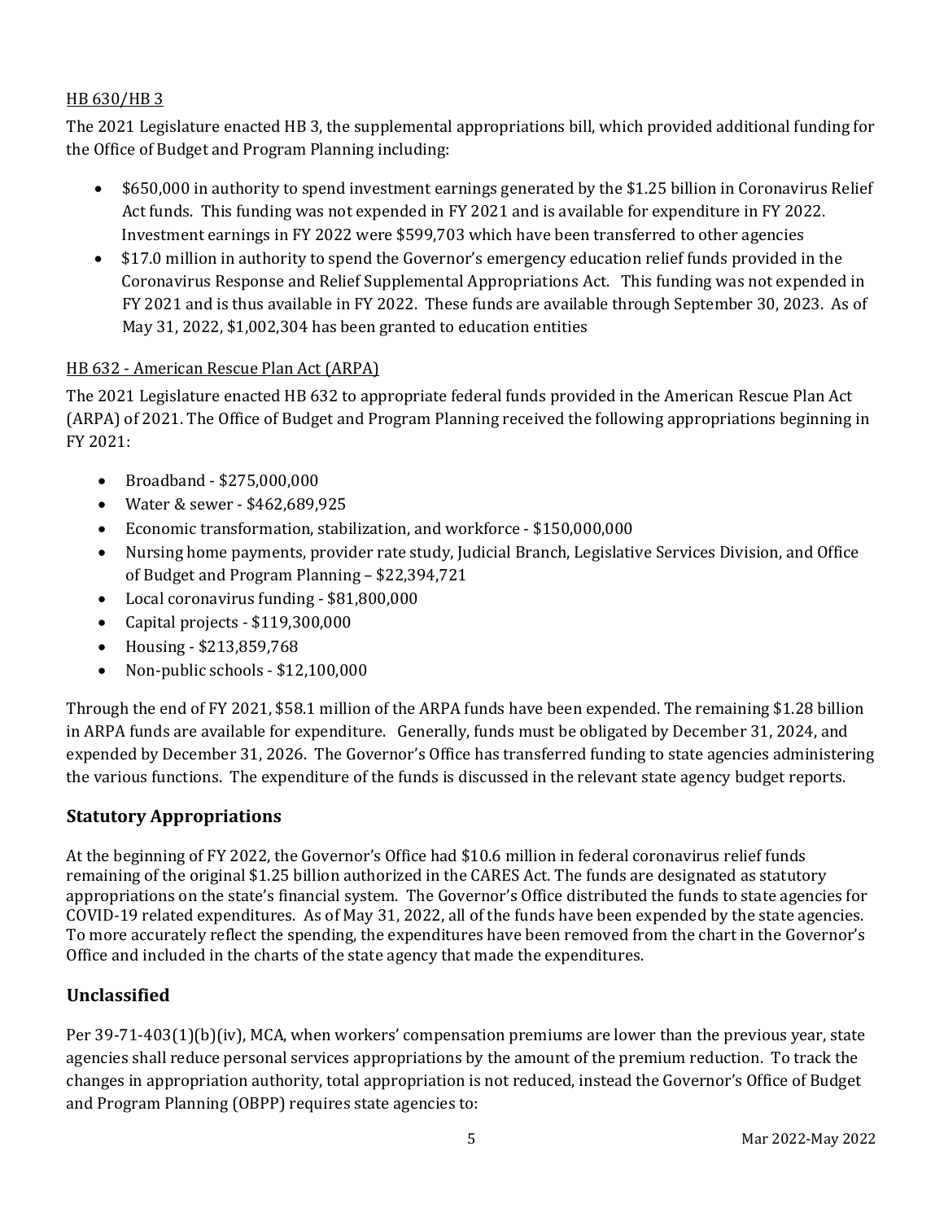HB 630/HB 3

The 2021 Legislature enacted HB 3, the supplemental appropriations bill, which provided additional funding for the Office of Budget and Program Planning including:

- $650,000 in authority to spend investment earnings generated by the $1.25 billion in Coronavirus Relief Act funds. This funding was not expended in FY 2021 and is available for expenditure in FY 2022. Investment earnings in FY 2022 were $599,703 which have been transferred to other agencies
- $17.0 million in authority to spend the Governor's emergency education relief funds provided in the Coronavirus Response and Relief Supplemental Appropriations Act. This funding was not expended in FY 2021 and is thus available in FY 2022. These funds are available through September 30, 2023. As of May 31, 2022, $1,002,304 has been granted to education entities

HB 632 - American Rescue Plan Act (ARPA)

The 2021 Legislature enacted HB 632 to appropriate federal funds provided in the American Rescue Plan Act (ARPA) of 2021. The Office of Budget and Program Planning received the following appropriations beginning in FY 2021:

- Broadband - $275,000,000
- Water & sewer - $462,689,925
- Economic transformation, stabilization, and workforce - $150,000,000
- Nursing home payments, provider rate study, Judicial Branch, Legislative Services Division, and Office of Budget and Program Planning – $22,394,721
- Local coronavirus funding - $81,800,000
- Capital projects - $119,300,000
- Housing - $213,859,768
- Non-public schools - $12,100,000

Through the end of FY 2021, $58.1 million of the ARPA funds have been expended. The remaining $1.28 billion in ARPA funds are available for expenditure. Generally, funds must be obligated by December 31, 2024, and expended by December 31, 2026. The Governor's Office has transferred funding to state agencies administering the various functions. The expenditure of the funds is discussed in the relevant state agency budget reports.

## Statutory Appropriations

At the beginning of FY 2022, the Governor's Office had $10.6 million in federal coronavirus relief funds remaining of the original $1.25 billion authorized in the CARES Act. The funds are designated as statutory appropriations on the state's financial system. The Governor's Office distributed the funds to state agencies for COVID-19 related expenditures. As of May 31, 2022, all of the funds have been expended by the state agencies. To more accurately reflect the spending, the expenditures have been removed from the chart in the Governor's Office and included in the charts of the state agency that made the expenditures.

## Unclassified

Per 39-71-403(1)(b)(iv), MCA, when workers' compensation premiums are lower than the previous year, state agencies shall reduce personal services appropriations by the amount of the premium reduction. To track the changes in appropriation authority, total appropriation is not reduced, instead the Governor's Office of Budget and Program Planning (OBPP) requires state agencies to: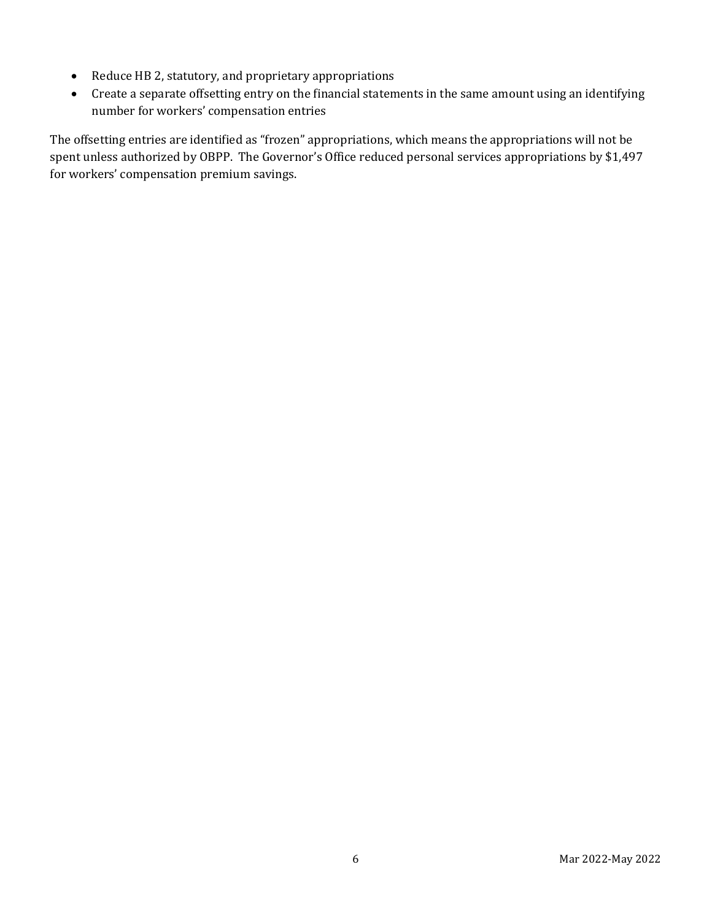- Reduce HB 2, statutory, and proprietary appropriations
- Create a separate offsetting entry on the financial statements in the same amount using an identifying number for workers' compensation entries

The offsetting entries are identified as "frozen" appropriations, which means the appropriations will not be spent unless authorized by OBPP. The Governor's Office reduced personal services appropriations by $1,497 for workers' compensation premium savings.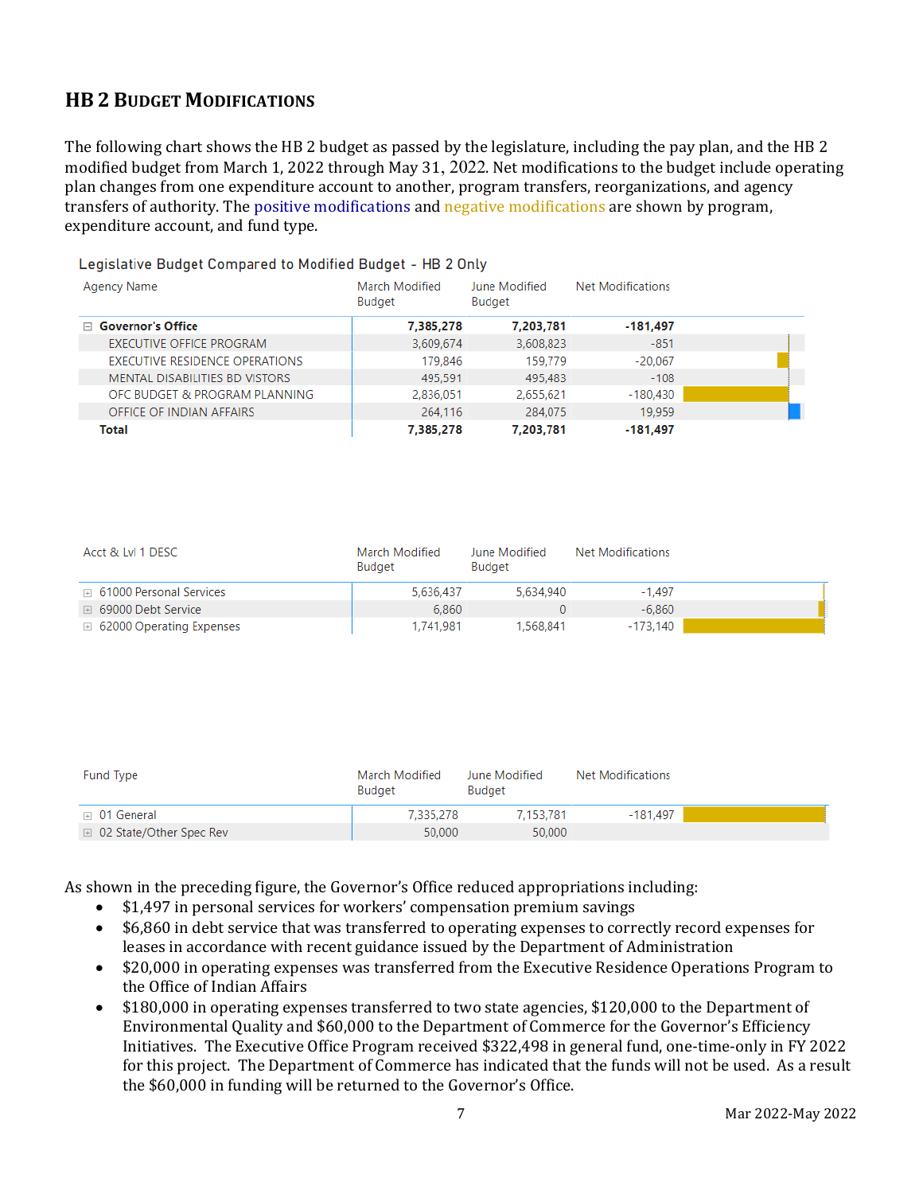## HB 2 Budget Modifications

The following chart shows the HB 2 budget as passed by the legislature, including the pay plan, and the HB 2 modified budget from March 1, 2022 through May 31, 2022. Net modifications to the budget include operating plan changes from one expenditure account to another, program transfers, reorganizations, and agency transfers of authority. The positive modifications and negative modifications are shown by program, expenditure account, and fund type.

Legislative Budget Compared to Modified Budget - HB 2 Only

| Agency Name | March Modified Budget | June Modified Budget | Net Modifications |
|---|---|---|---|
| **Governor's Office** | **7,385,278** | **7,203,781** | **-181,497** |
| EXECUTIVE OFFICE PROGRAM | 3,609,674 | 3,608,823 | -851 |
| EXECUTIVE RESIDENCE OPERATIONS | 179,846 | 159,779 | -20,067 |
| MENTAL DISABILITIES BD VISTORS | 495,591 | 495,483 | -108 |
| OFC BUDGET & PROGRAM PLANNING | 2,836,051 | 2,655,621 | -180,430 |
| OFFICE OF INDIAN AFFAIRS | 264,116 | 284,075 | 19,959 |
| **Total** | **7,385,278** | **7,203,781** | **-181,497** |

| Acct & Lvl 1 DESC | March Modified Budget | June Modified Budget | Net Modifications |
|---|---|---|---|
| 61000 Personal Services | 5,636,437 | 5,634,940 | -1,497 |
| 69000 Debt Service | 6,860 | 0 | -6,860 |
| 62000 Operating Expenses | 1,741,981 | 1,568,841 | -173,140 |

| Fund Type | March Modified Budget | June Modified Budget | Net Modifications |
|---|---|---|---|
| 01 General | 7,335,278 | 7,153,781 | -181,497 |
| 02 State/Other Spec Rev | 50,000 | 50,000 | |

As shown in the preceding figure, the Governor's Office reduced appropriations including:

- $1,497 in personal services for workers' compensation premium savings
- $6,860 in debt service that was transferred to operating expenses to correctly record expenses for leases in accordance with recent guidance issued by the Department of Administration
- $20,000 in operating expenses was transferred from the Executive Residence Operations Program to the Office of Indian Affairs
- $180,000 in operating expenses transferred to two state agencies, $120,000 to the Department of Environmental Quality and $60,000 to the Department of Commerce for the Governor's Efficiency Initiatives. The Executive Office Program received $322,498 in general fund, one-time-only in FY 2022 for this project. The Department of Commerce has indicated that the funds will not be used. As a result the $60,000 in funding will be returned to the Governor's Office.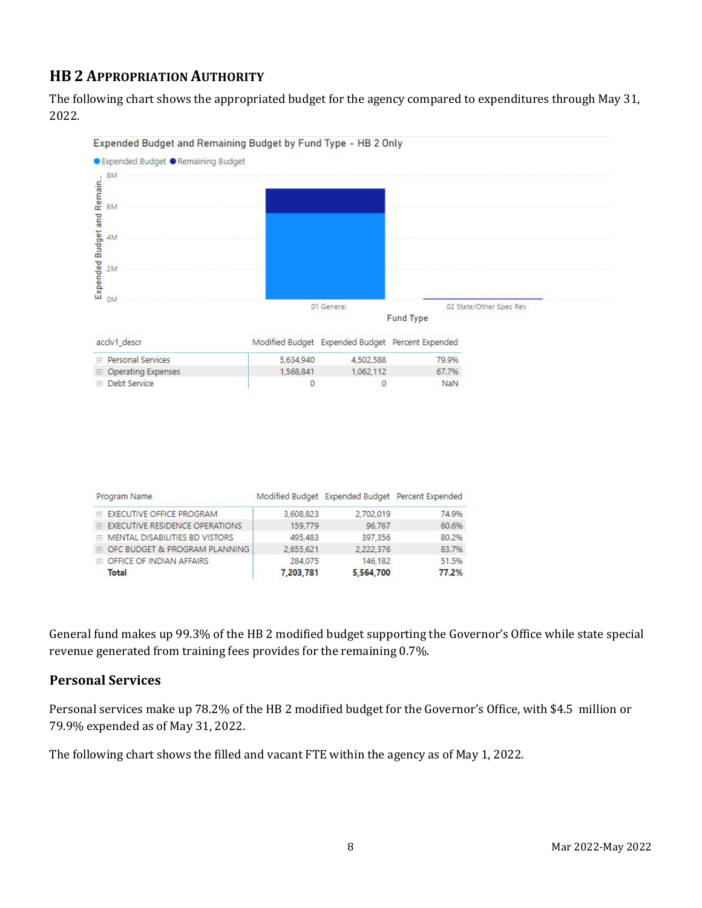## HB 2 Appropriation Authority

The following chart shows the appropriated budget for the agency compared to expenditures through May 31, 2022.

Expended Budget and Remaining Budget by Fund Type - HB 2 Only

Expended Budget
Remaining Budget

8M
6M
4M
2M
0M

Expended Budget and Remain...

01 General
02 State/Other Spec Rev

Fund Type

| acclv1_descr | Modified Budget | Expended Budget | Percent Expended |
|---|---|---|---|
| Personal Services | 5,634,940 | 4,502,588 | 79.9% |
| Operating Expenses | 1,568,841 | 1,062,112 | 67.7% |
| Debt Service | 0 | 0 | NaN |

| Program Name | Modified Budget | Expended Budget | Percent Expended |
|---|---|---|---|
| EXECUTIVE OFFICE PROGRAM | 3,608,823 | 2,702,019 | 74.9% |
| EXECUTIVE RESIDENCE OPERATIONS | 159,779 | 96,767 | 60.6% |
| MENTAL DISABILITIES BD VISTORS | 495,483 | 397,356 | 80.2% |
| OFC BUDGET & PROGRAM PLANNING | 2,655,621 | 2,222,376 | 83.7% |
| OFFICE OF INDIAN AFFAIRS | 284,075 | 146,182 | 51.5% |
| **Total** | **7,203,781** | **5,564,700** | **77.2%** |

General fund makes up 99.3% of the HB 2 modified budget supporting the Governor's Office while state special revenue generated from training fees provides for the remaining 0.7%.

### Personal Services

Personal services make up 78.2% of the HB 2 modified budget for the Governor's Office, with $4.5 million or 79.9% expended as of May 31, 2022.

The following chart shows the filled and vacant FTE within the agency as of May 1, 2022.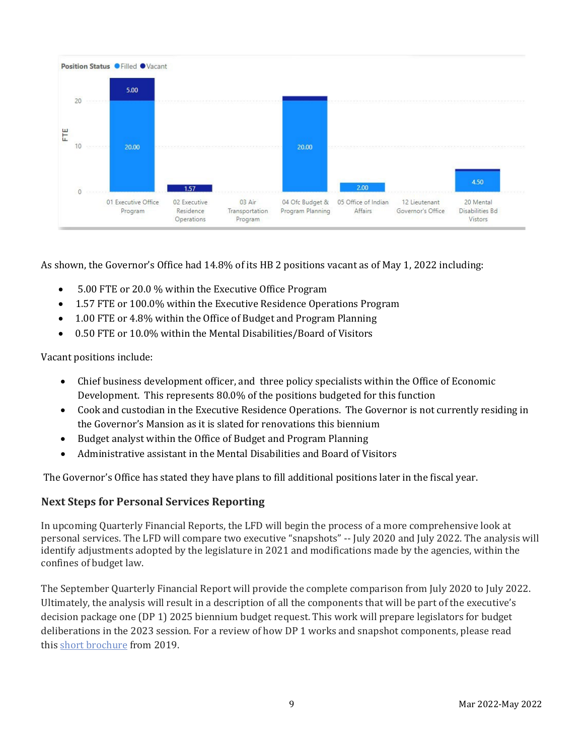Position Status
Filled
Vacant

FTE
0
10
20

5.00
20.00
1.57
20.00
2.00
4.50

01 Executive Office Program
02 Executive Residence Operations
03 Air Transportation Program
04 Ofc Budget & Program Planning
05 Office of Indian Affairs
12 Lieutenant Governor's Office
20 Mental Disabilities Bd Vistors

As shown, the Governor's Office had 14.8% of its HB 2 positions vacant as of May 1, 2022 including:

- 5.00 FTE or 20.0 % within the Executive Office Program
- 1.57 FTE or 100.0% within the Executive Residence Operations Program
- 1.00 FTE or 4.8% within the Office of Budget and Program Planning
- 0.50 FTE or 10.0% within the Mental Disabilities/Board of Visitors

Vacant positions include:

- Chief business development officer, and three policy specialists within the Office of Economic Development. This represents 80.0% of the positions budgeted for this function
- Cook and custodian in the Executive Residence Operations. The Governor is not currently residing in the Governor's Mansion as it is slated for renovations this biennium
- Budget analyst within the Office of Budget and Program Planning
- Administrative assistant in the Mental Disabilities and Board of Visitors

The Governor's Office has stated they have plans to fill additional positions later in the fiscal year.

### Next Steps for Personal Services Reporting

In upcoming Quarterly Financial Reports, the LFD will begin the process of a more comprehensive look at personal services. The LFD will compare two executive "snapshots" -- July 2020 and July 2022. The analysis will identify adjustments adopted by the legislature in 2021 and modifications made by the agencies, within the confines of budget law.

The September Quarterly Financial Report will provide the complete comparison from July 2020 to July 2022. Ultimately, the analysis will result in a description of all the components that will be part of the executive's decision package one (DP 1) 2025 biennium budget request. This work will prepare legislators for budget deliberations in the 2023 session. For a review of how DP 1 works and snapshot components, please read this short brochure from 2019.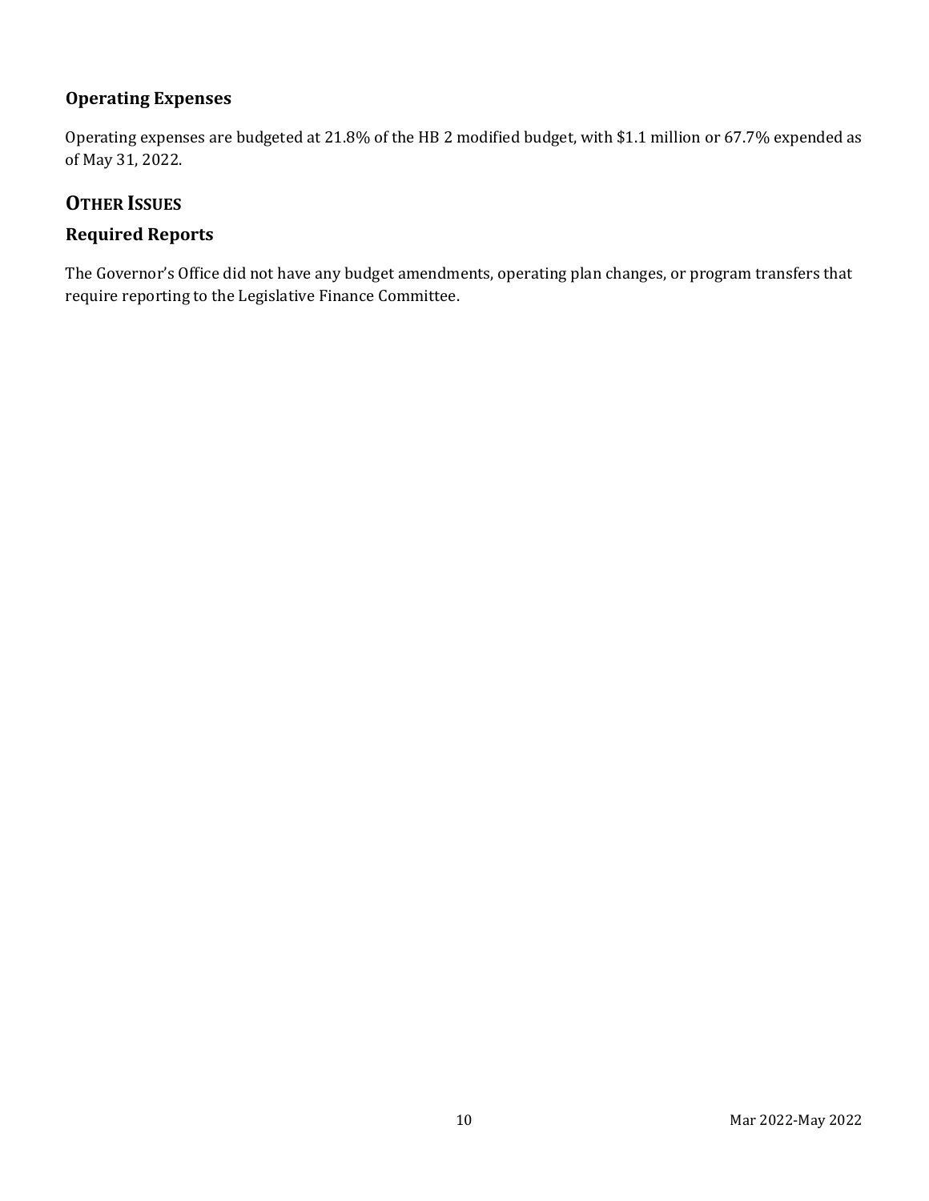### Operating Expenses

Operating expenses are budgeted at 21.8% of the HB 2 modified budget, with $1.1 million or 67.7% expended as of May 31, 2022.

## OTHER ISSUES

### Required Reports

The Governor's Office did not have any budget amendments, operating plan changes, or program transfers that require reporting to the Legislative Finance Committee.